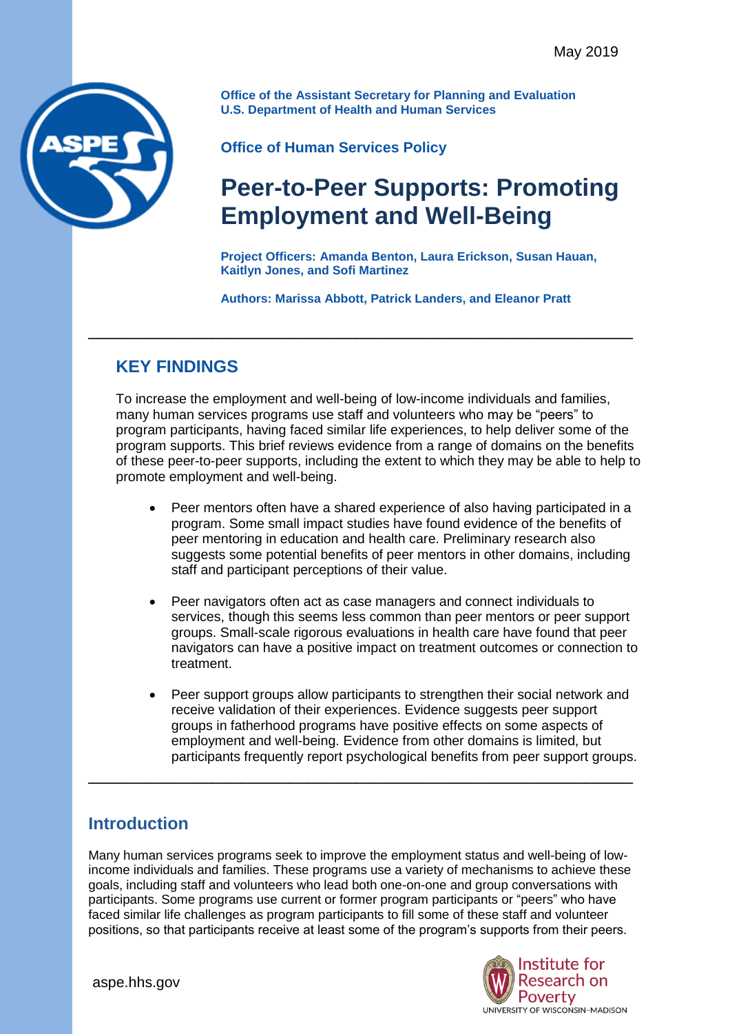May 2019

**Office of the Assistant Secretary for Planning and Evaluation**
**U.S. Department of Health and Human Services**

**Office of Human Services Policy**

# Peer-to-Peer Supports: Promoting Employment and Well-Being

**Project Officers: Amanda Benton, Laura Erickson, Susan Hauan, Kaitlyn Jones, and Sofi Martinez**

**Authors: Marissa Abbott, Patrick Landers, and Eleanor Pratt**

## KEY FINDINGS

To increase the employment and well-being of low-income individuals and families, many human services programs use staff and volunteers who may be "peers" to program participants, having faced similar life experiences, to help deliver some of the program supports. This brief reviews evidence from a range of domains on the benefits of these peer-to-peer supports, including the extent to which they may be able to help to promote employment and well-being.

- Peer mentors often have a shared experience of also having participated in a program. Some small impact studies have found evidence of the benefits of peer mentoring in education and health care. Preliminary research also suggests some potential benefits of peer mentors in other domains, including staff and participant perceptions of their value.
- Peer navigators often act as case managers and connect individuals to services, though this seems less common than peer mentors or peer support groups. Small-scale rigorous evaluations in health care have found that peer navigators can have a positive impact on treatment outcomes or connection to treatment.
- Peer support groups allow participants to strengthen their social network and receive validation of their experiences. Evidence suggests peer support groups in fatherhood programs have positive effects on some aspects of employment and well-being. Evidence from other domains is limited, but participants frequently report psychological benefits from peer support groups.

## Introduction

Many human services programs seek to improve the employment status and well-being of low-income individuals and families. These programs use a variety of mechanisms to achieve these goals, including staff and volunteers who lead both one-on-one and group conversations with participants. Some programs use current or former program participants or "peers" who have faced similar life challenges as program participants to fill some of these staff and volunteer positions, so that participants receive at least some of the program's supports from their peers.

aspe.hhs.gov

Institute for Research on Poverty
UNIVERSITY OF WISCONSIN–MADISON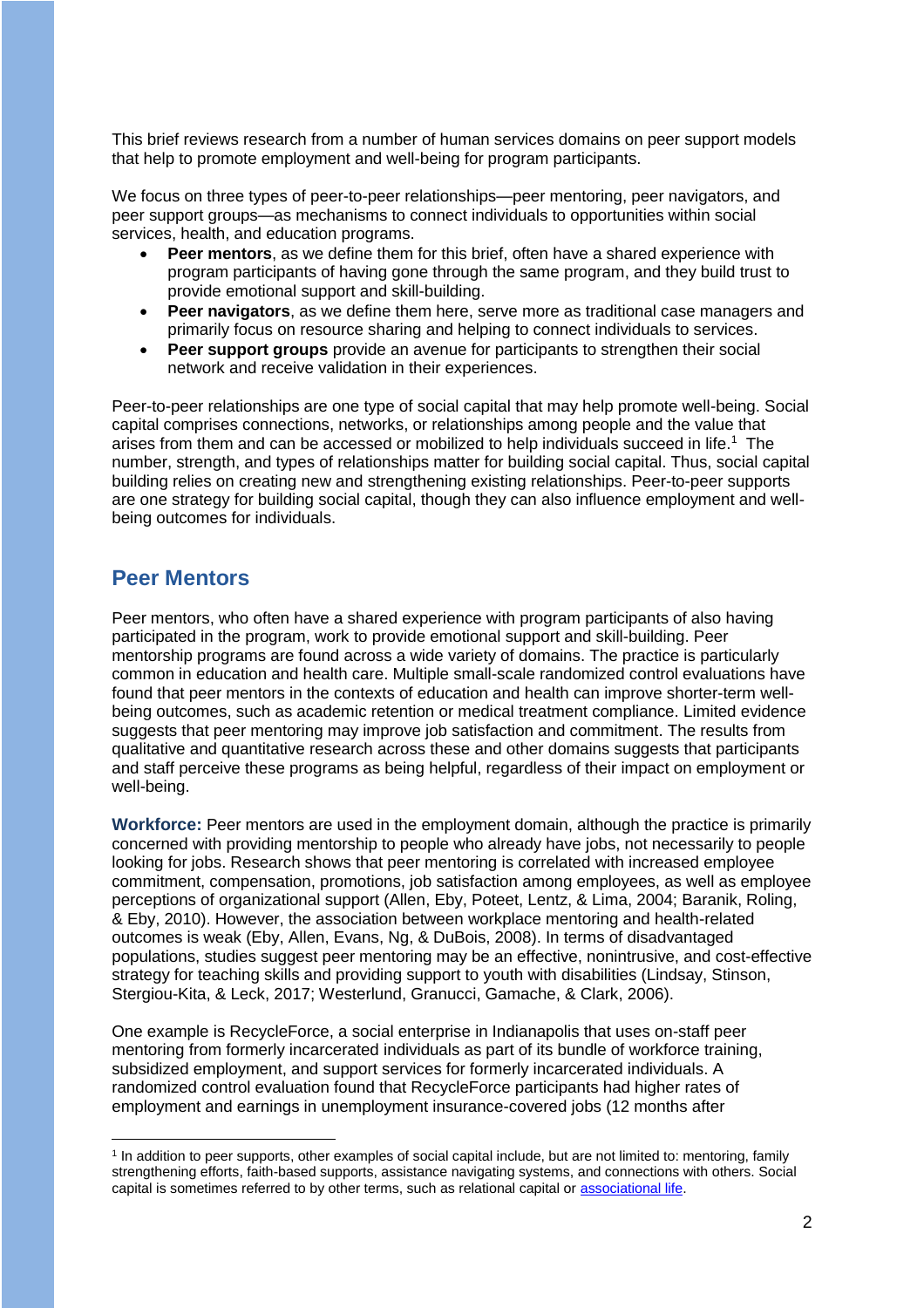This brief reviews research from a number of human services domains on peer support models that help to promote employment and well-being for program participants.

We focus on three types of peer-to-peer relationships—peer mentoring, peer navigators, and peer support groups—as mechanisms to connect individuals to opportunities within social services, health, and education programs.

- **Peer mentors**, as we define them for this brief, often have a shared experience with program participants of having gone through the same program, and they build trust to provide emotional support and skill-building.
- **Peer navigators**, as we define them here, serve more as traditional case managers and primarily focus on resource sharing and helping to connect individuals to services.
- **Peer support groups** provide an avenue for participants to strengthen their social network and receive validation in their experiences.

Peer-to-peer relationships are one type of social capital that may help promote well-being. Social capital comprises connections, networks, or relationships among people and the value that arises from them and can be accessed or mobilized to help individuals succeed in life.[1] The number, strength, and types of relationships matter for building social capital. Thus, social capital building relies on creating new and strengthening existing relationships. Peer-to-peer supports are one strategy for building social capital, though they can also influence employment and well-being outcomes for individuals.

## Peer Mentors

Peer mentors, who often have a shared experience with program participants of also having participated in the program, work to provide emotional support and skill-building. Peer mentorship programs are found across a wide variety of domains. The practice is particularly common in education and health care. Multiple small-scale randomized control evaluations have found that peer mentors in the contexts of education and health can improve shorter-term well-being outcomes, such as academic retention or medical treatment compliance. Limited evidence suggests that peer mentoring may improve job satisfaction and commitment. The results from qualitative and quantitative research across these and other domains suggests that participants and staff perceive these programs as being helpful, regardless of their impact on employment or well-being.

**Workforce:** Peer mentors are used in the employment domain, although the practice is primarily concerned with providing mentorship to people who already have jobs, not necessarily to people looking for jobs. Research shows that peer mentoring is correlated with increased employee commitment, compensation, promotions, job satisfaction among employees, as well as employee perceptions of organizational support (Allen, Eby, Poteet, Lentz, & Lima, 2004; Baranik, Roling, & Eby, 2010). However, the association between workplace mentoring and health-related outcomes is weak (Eby, Allen, Evans, Ng, & DuBois, 2008). In terms of disadvantaged populations, studies suggest peer mentoring may be an effective, nonintrusive, and cost-effective strategy for teaching skills and providing support to youth with disabilities (Lindsay, Stinson, Stergiou-Kita, & Leck, 2017; Westerlund, Granucci, Gamache, & Clark, 2006).

One example is RecycleForce, a social enterprise in Indianapolis that uses on-staff peer mentoring from formerly incarcerated individuals as part of its bundle of workforce training, subsidized employment, and support services for formerly incarcerated individuals. A randomized control evaluation found that RecycleForce participants had higher rates of employment and earnings in unemployment insurance-covered jobs (12 months after

[1] In addition to peer supports, other examples of social capital include, but are not limited to: mentoring, family strengthening efforts, faith-based supports, assistance navigating systems, and connections with others. Social capital is sometimes referred to by other terms, such as relational capital or associational life.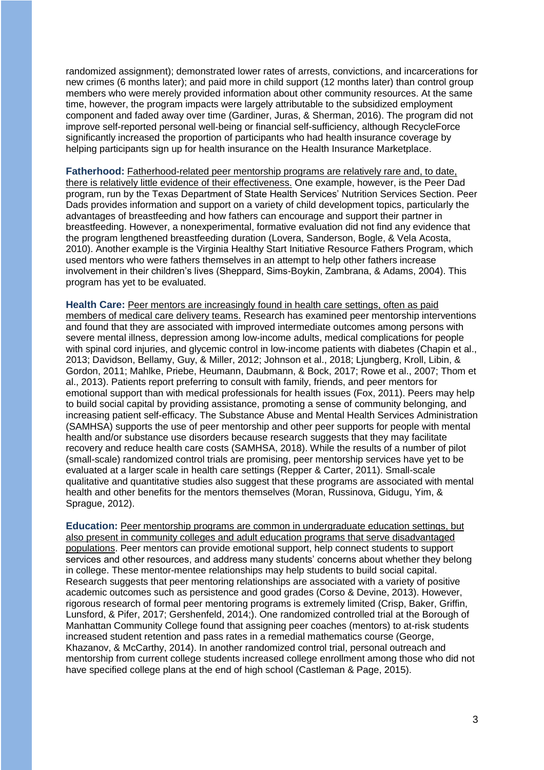randomized assignment); demonstrated lower rates of arrests, convictions, and incarcerations for new crimes (6 months later); and paid more in child support (12 months later) than control group members who were merely provided information about other community resources. At the same time, however, the program impacts were largely attributable to the subsidized employment component and faded away over time (Gardiner, Juras, & Sherman, 2016). The program did not improve self-reported personal well-being or financial self-sufficiency, although RecycleForce significantly increased the proportion of participants who had health insurance coverage by helping participants sign up for health insurance on the Health Insurance Marketplace.

**Fatherhood:** Fatherhood-related peer mentorship programs are relatively rare and, to date, there is relatively little evidence of their effectiveness. One example, however, is the Peer Dad program, run by the Texas Department of State Health Services' Nutrition Services Section. Peer Dads provides information and support on a variety of child development topics, particularly the advantages of breastfeeding and how fathers can encourage and support their partner in breastfeeding. However, a nonexperimental, formative evaluation did not find any evidence that the program lengthened breastfeeding duration (Lovera, Sanderson, Bogle, & Vela Acosta, 2010). Another example is the Virginia Healthy Start Initiative Resource Fathers Program, which used mentors who were fathers themselves in an attempt to help other fathers increase involvement in their children's lives (Sheppard, Sims-Boykin, Zambrana, & Adams, 2004). This program has yet to be evaluated.

**Health Care:** Peer mentors are increasingly found in health care settings, often as paid members of medical care delivery teams. Research has examined peer mentorship interventions and found that they are associated with improved intermediate outcomes among persons with severe mental illness, depression among low-income adults, medical complications for people with spinal cord injuries, and glycemic control in low-income patients with diabetes (Chapin et al., 2013; Davidson, Bellamy, Guy, & Miller, 2012; Johnson et al., 2018; Ljungberg, Kroll, Libin, & Gordon, 2011; Mahlke, Priebe, Heumann, Daubmann, & Bock, 2017; Rowe et al., 2007; Thom et al., 2013). Patients report preferring to consult with family, friends, and peer mentors for emotional support than with medical professionals for health issues (Fox, 2011). Peers may help to build social capital by providing assistance, promoting a sense of community belonging, and increasing patient self-efficacy. The Substance Abuse and Mental Health Services Administration (SAMHSA) supports the use of peer mentorship and other peer supports for people with mental health and/or substance use disorders because research suggests that they may facilitate recovery and reduce health care costs (SAMHSA, 2018). While the results of a number of pilot (small-scale) randomized control trials are promising, peer mentorship services have yet to be evaluated at a larger scale in health care settings (Repper & Carter, 2011). Small-scale qualitative and quantitative studies also suggest that these programs are associated with mental health and other benefits for the mentors themselves (Moran, Russinova, Gidugu, Yim, & Sprague, 2012).

**Education:** Peer mentorship programs are common in undergraduate education settings, but also present in community colleges and adult education programs that serve disadvantaged populations. Peer mentors can provide emotional support, help connect students to support services and other resources, and address many students' concerns about whether they belong in college. These mentor-mentee relationships may help students to build social capital. Research suggests that peer mentoring relationships are associated with a variety of positive academic outcomes such as persistence and good grades (Corso & Devine, 2013). However, rigorous research of formal peer mentoring programs is extremely limited (Crisp, Baker, Griffin, Lunsford, & Pifer, 2017; Gershenfeld, 2014;). One randomized controlled trial at the Borough of Manhattan Community College found that assigning peer coaches (mentors) to at-risk students increased student retention and pass rates in a remedial mathematics course (George, Khazanov, & McCarthy, 2014). In another randomized control trial, personal outreach and mentorship from current college students increased college enrollment among those who did not have specified college plans at the end of high school (Castleman & Page, 2015).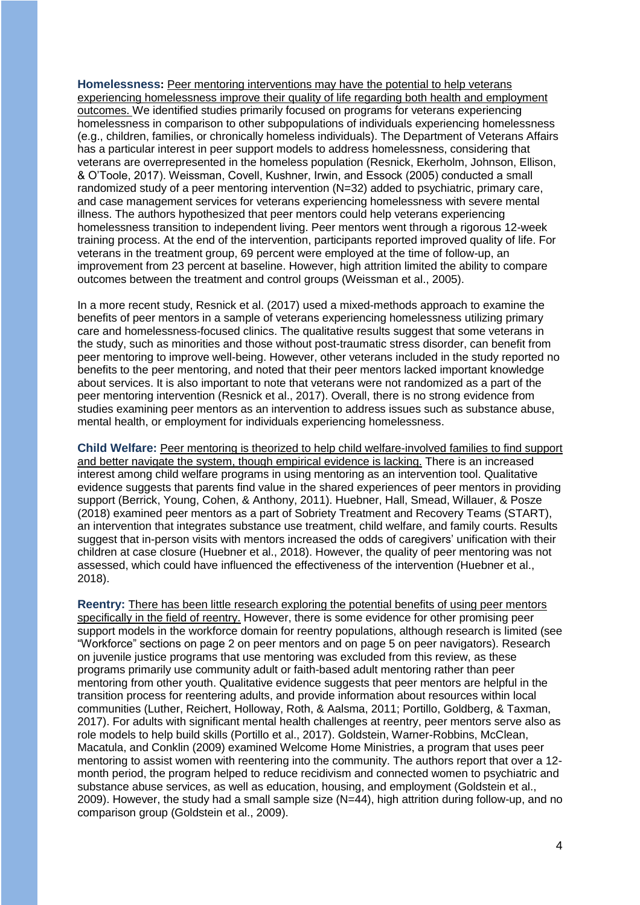**Homelessness:** Peer mentoring interventions may have the potential to help veterans experiencing homelessness improve their quality of life regarding both health and employment outcomes. We identified studies primarily focused on programs for veterans experiencing homelessness in comparison to other subpopulations of individuals experiencing homelessness (e.g., children, families, or chronically homeless individuals). The Department of Veterans Affairs has a particular interest in peer support models to address homelessness, considering that veterans are overrepresented in the homeless population (Resnick, Ekerholm, Johnson, Ellison, & O'Toole, 2017). Weissman, Covell, Kushner, Irwin, and Essock (2005) conducted a small randomized study of a peer mentoring intervention (N=32) added to psychiatric, primary care, and case management services for veterans experiencing homelessness with severe mental illness. The authors hypothesized that peer mentors could help veterans experiencing homelessness transition to independent living. Peer mentors went through a rigorous 12-week training process. At the end of the intervention, participants reported improved quality of life. For veterans in the treatment group, 69 percent were employed at the time of follow-up, an improvement from 23 percent at baseline. However, high attrition limited the ability to compare outcomes between the treatment and control groups (Weissman et al., 2005).

In a more recent study, Resnick et al. (2017) used a mixed-methods approach to examine the benefits of peer mentors in a sample of veterans experiencing homelessness utilizing primary care and homelessness-focused clinics. The qualitative results suggest that some veterans in the study, such as minorities and those without post-traumatic stress disorder, can benefit from peer mentoring to improve well-being. However, other veterans included in the study reported no benefits to the peer mentoring, and noted that their peer mentors lacked important knowledge about services. It is also important to note that veterans were not randomized as a part of the peer mentoring intervention (Resnick et al., 2017). Overall, there is no strong evidence from studies examining peer mentors as an intervention to address issues such as substance abuse, mental health, or employment for individuals experiencing homelessness.

**Child Welfare:** Peer mentoring is theorized to help child welfare-involved families to find support and better navigate the system, though empirical evidence is lacking. There is an increased interest among child welfare programs in using mentoring as an intervention tool. Qualitative evidence suggests that parents find value in the shared experiences of peer mentors in providing support (Berrick, Young, Cohen, & Anthony, 2011). Huebner, Hall, Smead, Willauer, & Posze (2018) examined peer mentors as a part of Sobriety Treatment and Recovery Teams (START), an intervention that integrates substance use treatment, child welfare, and family courts. Results suggest that in-person visits with mentors increased the odds of caregivers' unification with their children at case closure (Huebner et al., 2018). However, the quality of peer mentoring was not assessed, which could have influenced the effectiveness of the intervention (Huebner et al., 2018).

**Reentry:** There has been little research exploring the potential benefits of using peer mentors specifically in the field of reentry. However, there is some evidence for other promising peer support models in the workforce domain for reentry populations, although research is limited (see "Workforce" sections on page 2 on peer mentors and on page 5 on peer navigators). Research on juvenile justice programs that use mentoring was excluded from this review, as these programs primarily use community adult or faith-based adult mentoring rather than peer mentoring from other youth. Qualitative evidence suggests that peer mentors are helpful in the transition process for reentering adults, and provide information about resources within local communities (Luther, Reichert, Holloway, Roth, & Aalsma, 2011; Portillo, Goldberg, & Taxman, 2017). For adults with significant mental health challenges at reentry, peer mentors serve also as role models to help build skills (Portillo et al., 2017). Goldstein, Warner-Robbins, McClean, Macatula, and Conklin (2009) examined Welcome Home Ministries, a program that uses peer mentoring to assist women with reentering into the community. The authors report that over a 12-month period, the program helped to reduce recidivism and connected women to psychiatric and substance abuse services, as well as education, housing, and employment (Goldstein et al., 2009). However, the study had a small sample size (N=44), high attrition during follow-up, and no comparison group (Goldstein et al., 2009).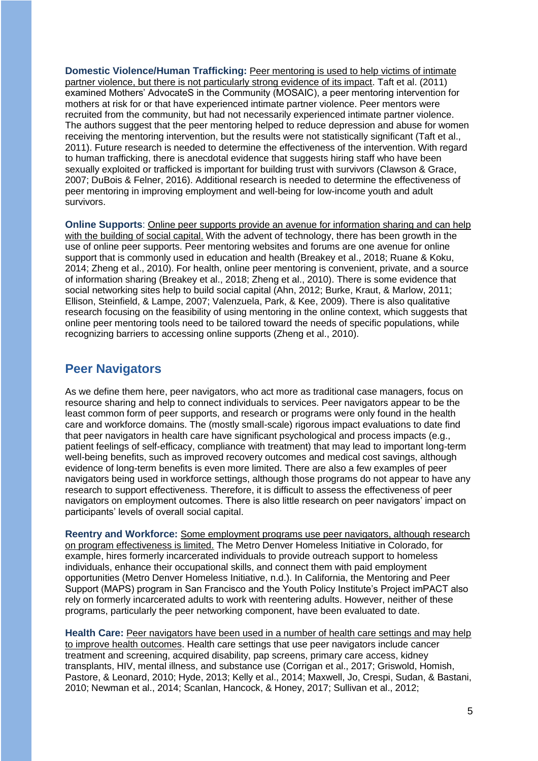**Domestic Violence/Human Trafficking:** Peer mentoring is used to help victims of intimate partner violence, but there is not particularly strong evidence of its impact. Taft et al. (2011) examined Mothers' AdvocateS in the Community (MOSAIC), a peer mentoring intervention for mothers at risk for or that have experienced intimate partner violence. Peer mentors were recruited from the community, but had not necessarily experienced intimate partner violence. The authors suggest that the peer mentoring helped to reduce depression and abuse for women receiving the mentoring intervention, but the results were not statistically significant (Taft et al., 2011). Future research is needed to determine the effectiveness of the intervention. With regard to human trafficking, there is anecdotal evidence that suggests hiring staff who have been sexually exploited or trafficked is important for building trust with survivors (Clawson & Grace, 2007; DuBois & Felner, 2016). Additional research is needed to determine the effectiveness of peer mentoring in improving employment and well-being for low-income youth and adult survivors.

**Online Supports**: Online peer supports provide an avenue for information sharing and can help with the building of social capital. With the advent of technology, there has been growth in the use of online peer supports. Peer mentoring websites and forums are one avenue for online support that is commonly used in education and health (Breakey et al., 2018; Ruane & Koku, 2014; Zheng et al., 2010). For health, online peer mentoring is convenient, private, and a source of information sharing (Breakey et al., 2018; Zheng et al., 2010). There is some evidence that social networking sites help to build social capital (Ahn, 2012; Burke, Kraut, & Marlow, 2011; Ellison, Steinfield, & Lampe, 2007; Valenzuela, Park, & Kee, 2009). There is also qualitative research focusing on the feasibility of using mentoring in the online context, which suggests that online peer mentoring tools need to be tailored toward the needs of specific populations, while recognizing barriers to accessing online supports (Zheng et al., 2010).

## Peer Navigators

As we define them here, peer navigators, who act more as traditional case managers, focus on resource sharing and help to connect individuals to services. Peer navigators appear to be the least common form of peer supports, and research or programs were only found in the health care and workforce domains. The (mostly small-scale) rigorous impact evaluations to date find that peer navigators in health care have significant psychological and process impacts (e.g., patient feelings of self-efficacy, compliance with treatment) that may lead to important long-term well-being benefits, such as improved recovery outcomes and medical cost savings, although evidence of long-term benefits is even more limited. There are also a few examples of peer navigators being used in workforce settings, although those programs do not appear to have any research to support effectiveness. Therefore, it is difficult to assess the effectiveness of peer navigators on employment outcomes. There is also little research on peer navigators' impact on participants' levels of overall social capital.

**Reentry and Workforce:** Some employment programs use peer navigators, although research on program effectiveness is limited. The Metro Denver Homeless Initiative in Colorado, for example, hires formerly incarcerated individuals to provide outreach support to homeless individuals, enhance their occupational skills, and connect them with paid employment opportunities (Metro Denver Homeless Initiative, n.d.). In California, the Mentoring and Peer Support (MAPS) program in San Francisco and the Youth Policy Institute's Project imPACT also rely on formerly incarcerated adults to work with reentering adults. However, neither of these programs, particularly the peer networking component, have been evaluated to date.

**Health Care:** Peer navigators have been used in a number of health care settings and may help to improve health outcomes. Health care settings that use peer navigators include cancer treatment and screening, acquired disability, pap screens, primary care access, kidney transplants, HIV, mental illness, and substance use (Corrigan et al., 2017; Griswold, Homish, Pastore, & Leonard, 2010; Hyde, 2013; Kelly et al., 2014; Maxwell, Jo, Crespi, Sudan, & Bastani, 2010; Newman et al., 2014; Scanlan, Hancock, & Honey, 2017; Sullivan et al., 2012;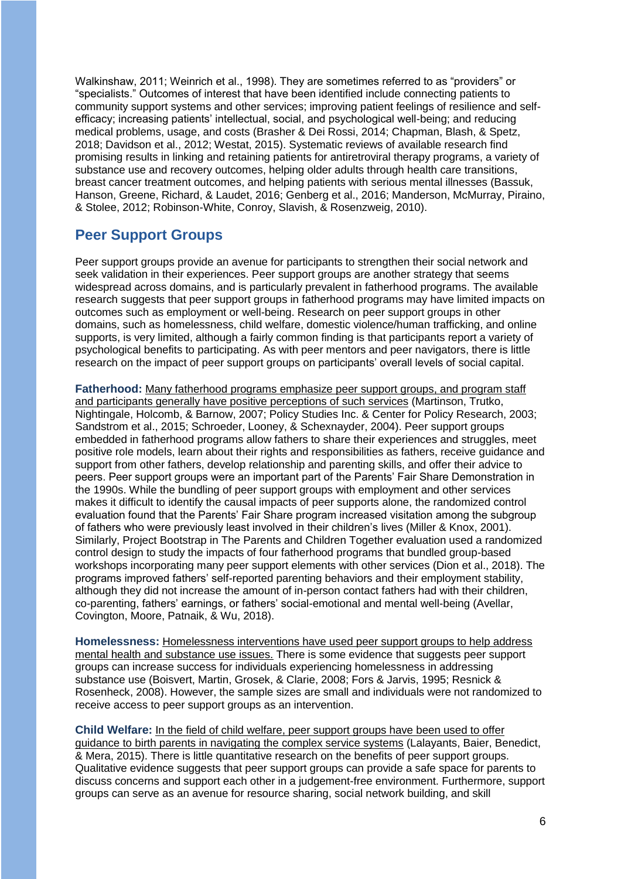Walkinshaw, 2011; Weinrich et al., 1998). They are sometimes referred to as "providers" or "specialists." Outcomes of interest that have been identified include connecting patients to community support systems and other services; improving patient feelings of resilience and self-efficacy; increasing patients' intellectual, social, and psychological well-being; and reducing medical problems, usage, and costs (Brasher & Dei Rossi, 2014; Chapman, Blash, & Spetz, 2018; Davidson et al., 2012; Westat, 2015). Systematic reviews of available research find promising results in linking and retaining patients for antiretroviral therapy programs, a variety of substance use and recovery outcomes, helping older adults through health care transitions, breast cancer treatment outcomes, and helping patients with serious mental illnesses (Bassuk, Hanson, Greene, Richard, & Laudet, 2016; Genberg et al., 2016; Manderson, McMurray, Piraino, & Stolee, 2012; Robinson-White, Conroy, Slavish, & Rosenzweig, 2010).

## Peer Support Groups

Peer support groups provide an avenue for participants to strengthen their social network and seek validation in their experiences. Peer support groups are another strategy that seems widespread across domains, and is particularly prevalent in fatherhood programs. The available research suggests that peer support groups in fatherhood programs may have limited impacts on outcomes such as employment or well-being. Research on peer support groups in other domains, such as homelessness, child welfare, domestic violence/human trafficking, and online supports, is very limited, although a fairly common finding is that participants report a variety of psychological benefits to participating. As with peer mentors and peer navigators, there is little research on the impact of peer support groups on participants' overall levels of social capital.

**Fatherhood:** Many fatherhood programs emphasize peer support groups, and program staff and participants generally have positive perceptions of such services (Martinson, Trutko, Nightingale, Holcomb, & Barnow, 2007; Policy Studies Inc. & Center for Policy Research, 2003; Sandstrom et al., 2015; Schroeder, Looney, & Schexnayder, 2004). Peer support groups embedded in fatherhood programs allow fathers to share their experiences and struggles, meet positive role models, learn about their rights and responsibilities as fathers, receive guidance and support from other fathers, develop relationship and parenting skills, and offer their advice to peers. Peer support groups were an important part of the Parents' Fair Share Demonstration in the 1990s. While the bundling of peer support groups with employment and other services makes it difficult to identify the causal impacts of peer supports alone, the randomized control evaluation found that the Parents' Fair Share program increased visitation among the subgroup of fathers who were previously least involved in their children's lives (Miller & Knox, 2001). Similarly, Project Bootstrap in The Parents and Children Together evaluation used a randomized control design to study the impacts of four fatherhood programs that bundled group-based workshops incorporating many peer support elements with other services (Dion et al., 2018). The programs improved fathers' self-reported parenting behaviors and their employment stability, although they did not increase the amount of in-person contact fathers had with their children, co-parenting, fathers' earnings, or fathers' social-emotional and mental well-being (Avellar, Covington, Moore, Patnaik, & Wu, 2018).

**Homelessness:** Homelessness interventions have used peer support groups to help address mental health and substance use issues. There is some evidence that suggests peer support groups can increase success for individuals experiencing homelessness in addressing substance use (Boisvert, Martin, Grosek, & Clarie, 2008; Fors & Jarvis, 1995; Resnick & Rosenheck, 2008). However, the sample sizes are small and individuals were not randomized to receive access to peer support groups as an intervention.

**Child Welfare:** In the field of child welfare, peer support groups have been used to offer guidance to birth parents in navigating the complex service systems (Lalayants, Baier, Benedict, & Mera, 2015). There is little quantitative research on the benefits of peer support groups. Qualitative evidence suggests that peer support groups can provide a safe space for parents to discuss concerns and support each other in a judgement-free environment. Furthermore, support groups can serve as an avenue for resource sharing, social network building, and skill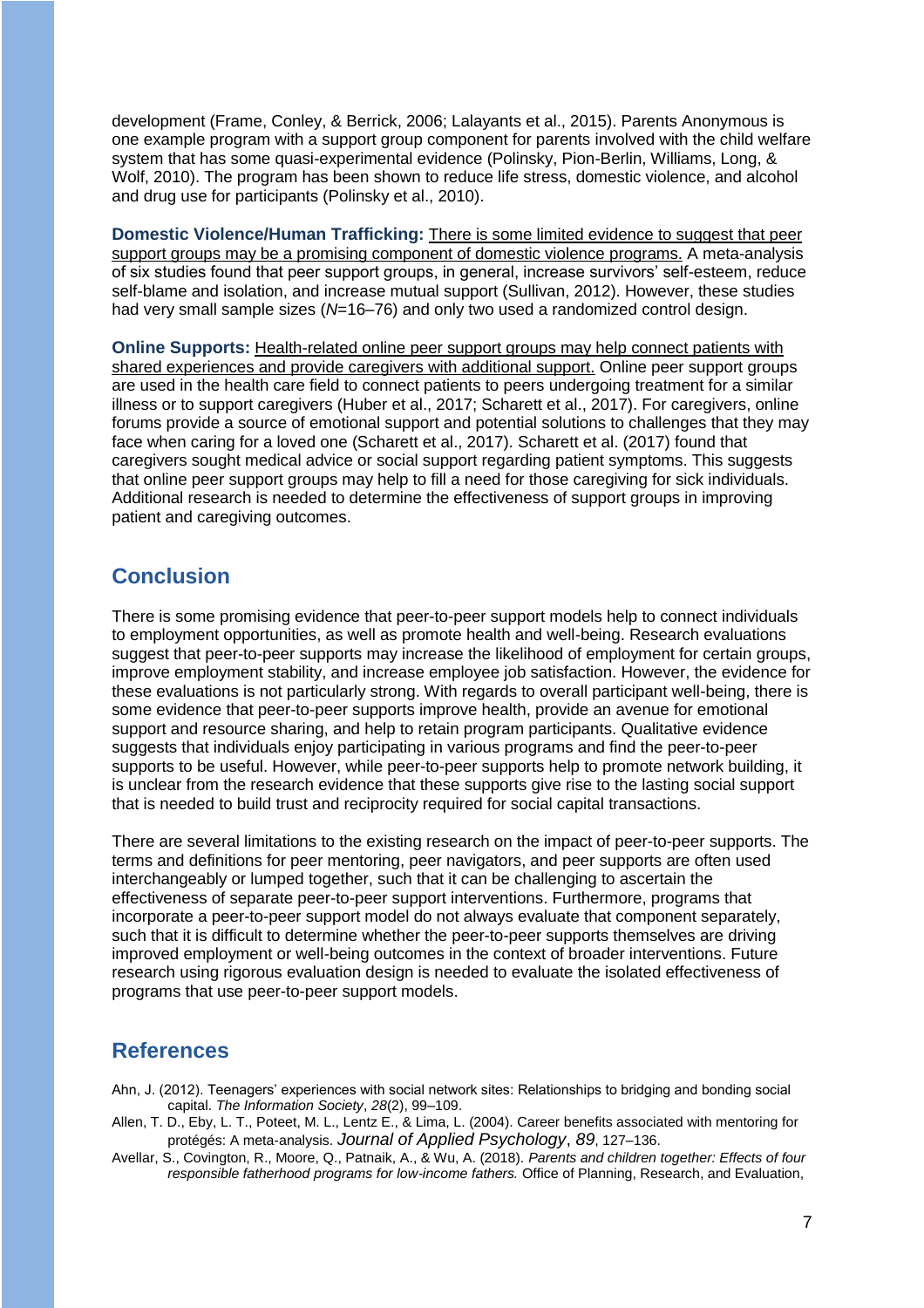development (Frame, Conley, & Berrick, 2006; Lalayants et al., 2015). Parents Anonymous is one example program with a support group component for parents involved with the child welfare system that has some quasi-experimental evidence (Polinsky, Pion-Berlin, Williams, Long, & Wolf, 2010). The program has been shown to reduce life stress, domestic violence, and alcohol and drug use for participants (Polinsky et al., 2010).

**Domestic Violence/Human Trafficking:** There is some limited evidence to suggest that peer support groups may be a promising component of domestic violence programs. A meta-analysis of six studies found that peer support groups, in general, increase survivors' self-esteem, reduce self-blame and isolation, and increase mutual support (Sullivan, 2012). However, these studies had very small sample sizes (*N*=16–76) and only two used a randomized control design.

**Online Supports:** Health-related online peer support groups may help connect patients with shared experiences and provide caregivers with additional support. Online peer support groups are used in the health care field to connect patients to peers undergoing treatment for a similar illness or to support caregivers (Huber et al., 2017; Scharett et al., 2017). For caregivers, online forums provide a source of emotional support and potential solutions to challenges that they may face when caring for a loved one (Scharett et al., 2017). Scharett et al. (2017) found that caregivers sought medical advice or social support regarding patient symptoms. This suggests that online peer support groups may help to fill a need for those caregiving for sick individuals. Additional research is needed to determine the effectiveness of support groups in improving patient and caregiving outcomes.

## Conclusion

There is some promising evidence that peer-to-peer support models help to connect individuals to employment opportunities, as well as promote health and well-being. Research evaluations suggest that peer-to-peer supports may increase the likelihood of employment for certain groups, improve employment stability, and increase employee job satisfaction. However, the evidence for these evaluations is not particularly strong. With regards to overall participant well-being, there is some evidence that peer-to-peer supports improve health, provide an avenue for emotional support and resource sharing, and help to retain program participants. Qualitative evidence suggests that individuals enjoy participating in various programs and find the peer-to-peer supports to be useful. However, while peer-to-peer supports help to promote network building, it is unclear from the research evidence that these supports give rise to the lasting social support that is needed to build trust and reciprocity required for social capital transactions.

There are several limitations to the existing research on the impact of peer-to-peer supports. The terms and definitions for peer mentoring, peer navigators, and peer supports are often used interchangeably or lumped together, such that it can be challenging to ascertain the effectiveness of separate peer-to-peer support interventions. Furthermore, programs that incorporate a peer-to-peer support model do not always evaluate that component separately, such that it is difficult to determine whether the peer-to-peer supports themselves are driving improved employment or well-being outcomes in the context of broader interventions. Future research using rigorous evaluation design is needed to evaluate the isolated effectiveness of programs that use peer-to-peer support models.

## References

Ahn, J. (2012). Teenagers' experiences with social network sites: Relationships to bridging and bonding social capital. *The Information Society*, *28*(2), 99–109.

Allen, T. D., Eby, L. T., Poteet, M. L., Lentz E., & Lima, L. (2004). Career benefits associated with mentoring for protégés: A meta-analysis. *Journal of Applied Psychology*, *89*, 127–136.

Avellar, S., Covington, R., Moore, Q., Patnaik, A., & Wu, A. (2018). *Parents and children together: Effects of four responsible fatherhood programs for low-income fathers.* Office of Planning, Research, and Evaluation,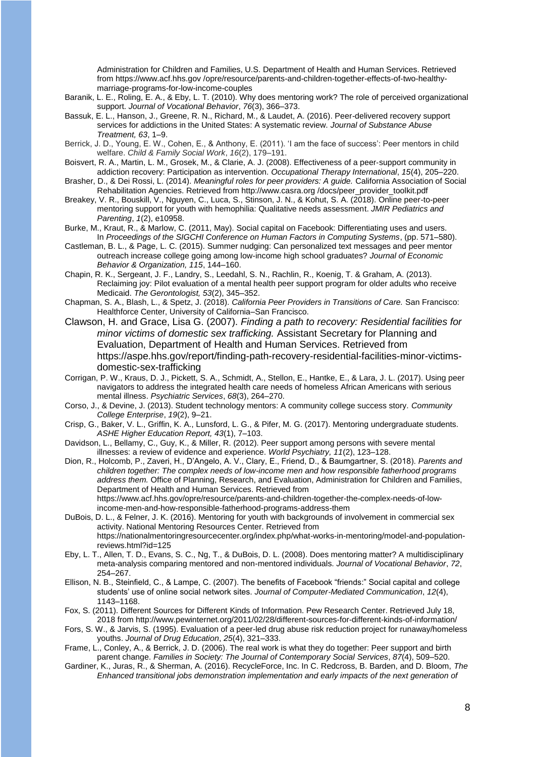Administration for Children and Families, U.S. Department of Health and Human Services. Retrieved from https://www.acf.hhs.gov /opre/resource/parents-and-children-together-effects-of-two-healthy-marriage-programs-for-low-income-couples

Baranik, L. E., Roling, E. A., & Eby, L. T. (2010). Why does mentoring work? The role of perceived organizational support. *Journal of Vocational Behavior*, *76*(3), 366–373.

Bassuk, E. L., Hanson, J., Greene, R. N., Richard, M., & Laudet, A. (2016). Peer-delivered recovery support services for addictions in the United States: A systematic review. *Journal of Substance Abuse Treatment, 63*, 1–9.

Berrick, J. D., Young, E. W., Cohen, E., & Anthony, E. (2011). 'I am the face of success': Peer mentors in child welfare. *Child & Family Social Work*, *16*(2), 179–191.

Boisvert, R. A., Martin, L. M., Grosek, M., & Clarie, A. J. (2008). Effectiveness of a peer-support community in addiction recovery: Participation as intervention. *Occupational Therapy International*, *15*(4), 205–220.

Brasher, D., & Dei Rossi, L. (2014). *Meaningful roles for peer providers: A guide.* California Association of Social Rehabilitation Agencies. Retrieved from http://www.casra.org /docs/peer_provider_toolkit.pdf

Breakey, V. R., Bouskill, V., Nguyen, C., Luca, S., Stinson, J. N., & Kohut, S. A. (2018). Online peer-to-peer mentoring support for youth with hemophilia: Qualitative needs assessment. *JMIR Pediatrics and Parenting*, *1*(2), e10958.

Burke, M., Kraut, R., & Marlow, C. (2011, May). Social capital on Facebook: Differentiating uses and users. In *Proceedings of the SIGCHI Conference on Human Factors in Computing Systems*, (pp. 571–580).

Castleman, B. L., & Page, L. C. (2015). Summer nudging: Can personalized text messages and peer mentor outreach increase college going among low-income high school graduates? *Journal of Economic Behavior & Organization, 115*, 144–160.

Chapin, R. K., Sergeant, J. F., Landry, S., Leedahl, S. N., Rachlin, R., Koenig, T. & Graham, A. (2013). Reclaiming joy: Pilot evaluation of a mental health peer support program for older adults who receive Medicaid. *The Gerontologist, 53*(2), 345–352.

Chapman, S. A., Blash, L., & Spetz, J. (2018). *California Peer Providers in Transitions of Care.* San Francisco: Healthforce Center, University of California–San Francisco.

Clawson, H. and Grace, Lisa G. (2007). *Finding a path to recovery: Residential facilities for minor victims of domestic sex trafficking.* Assistant Secretary for Planning and Evaluation, Department of Health and Human Services. Retrieved from https://aspe.hhs.gov/report/finding-path-recovery-residential-facilities-minor-victims-domestic-sex-trafficking

Corrigan, P. W., Kraus, D. J., Pickett, S. A., Schmidt, A., Stellon, E., Hantke, E., & Lara, J. L. (2017). Using peer navigators to address the integrated health care needs of homeless African Americans with serious mental illness. *Psychiatric Services*, *68*(3), 264–270.

Corso, J., & Devine, J. (2013). Student technology mentors: A community college success story. *Community College Enterprise*, *19*(2), 9–21.

Crisp, G., Baker, V. L., Griffin, K. A., Lunsford, L. G., & Pifer, M. G. (2017). Mentoring undergraduate students. *ASHE Higher Education Report, 43*(1), 7–103.

Davidson, L., Bellamy, C., Guy, K., & Miller, R. (2012). Peer support among persons with severe mental illnesses: a review of evidence and experience. *World Psychiatry, 11*(2), 123–128.

Dion, R., Holcomb, P., Zaveri, H., D'Angelo, A. V., Clary, E., Friend, D., & Baumgartner, S. (2018). *Parents and children together: The complex needs of low-income men and how responsible fatherhood programs address them.* Office of Planning, Research, and Evaluation, Administration for Children and Families, Department of Health and Human Services. Retrieved from https://www.acf.hhs.gov/opre/resource/parents-and-children-together-the-complex-needs-of-low-income-men-and-how-responsible-fatherhood-programs-address-them

DuBois, D. L., & Felner, J. K. (2016). Mentoring for youth with backgrounds of involvement in commercial sex activity. National Mentoring Resources Center. Retrieved from https://nationalmentoringresourcecenter.org/index.php/what-works-in-mentoring/model-and-population-reviews.html?id=125

Eby, L. T., Allen, T. D., Evans, S. C., Ng, T., & DuBois, D. L. (2008). Does mentoring matter? A multidisciplinary meta-analysis comparing mentored and non-mentored individuals. *Journal of Vocational Behavior*, *72*, 254–267.

Ellison, N. B., Steinfield, C., & Lampe, C. (2007). The benefits of Facebook "friends:" Social capital and college students' use of online social network sites. *Journal of Computer-Mediated Communication*, *12*(4), 1143–1168.

Fox, S. (2011). Different Sources for Different Kinds of Information. Pew Research Center. Retrieved July 18, 2018 from http://www.pewinternet.org/2011/02/28/different-sources-for-different-kinds-of-information/

Fors, S. W., & Jarvis, S. (1995). Evaluation of a peer-led drug abuse risk reduction project for runaway/homeless youths. *Journal of Drug Education*, *25*(4), 321–333.

Frame, L., Conley, A., & Berrick, J. D. (2006). The real work is what they do together: Peer support and birth parent change. *Families in Society: The Journal of Contemporary Social Services*, *87*(4), 509–520.

Gardiner, K., Juras, R., & Sherman, A. (2016). RecycleForce, Inc. In C. Redcross, B. Barden, and D. Bloom, *The Enhanced transitional jobs demonstration implementation and early impacts of the next generation of*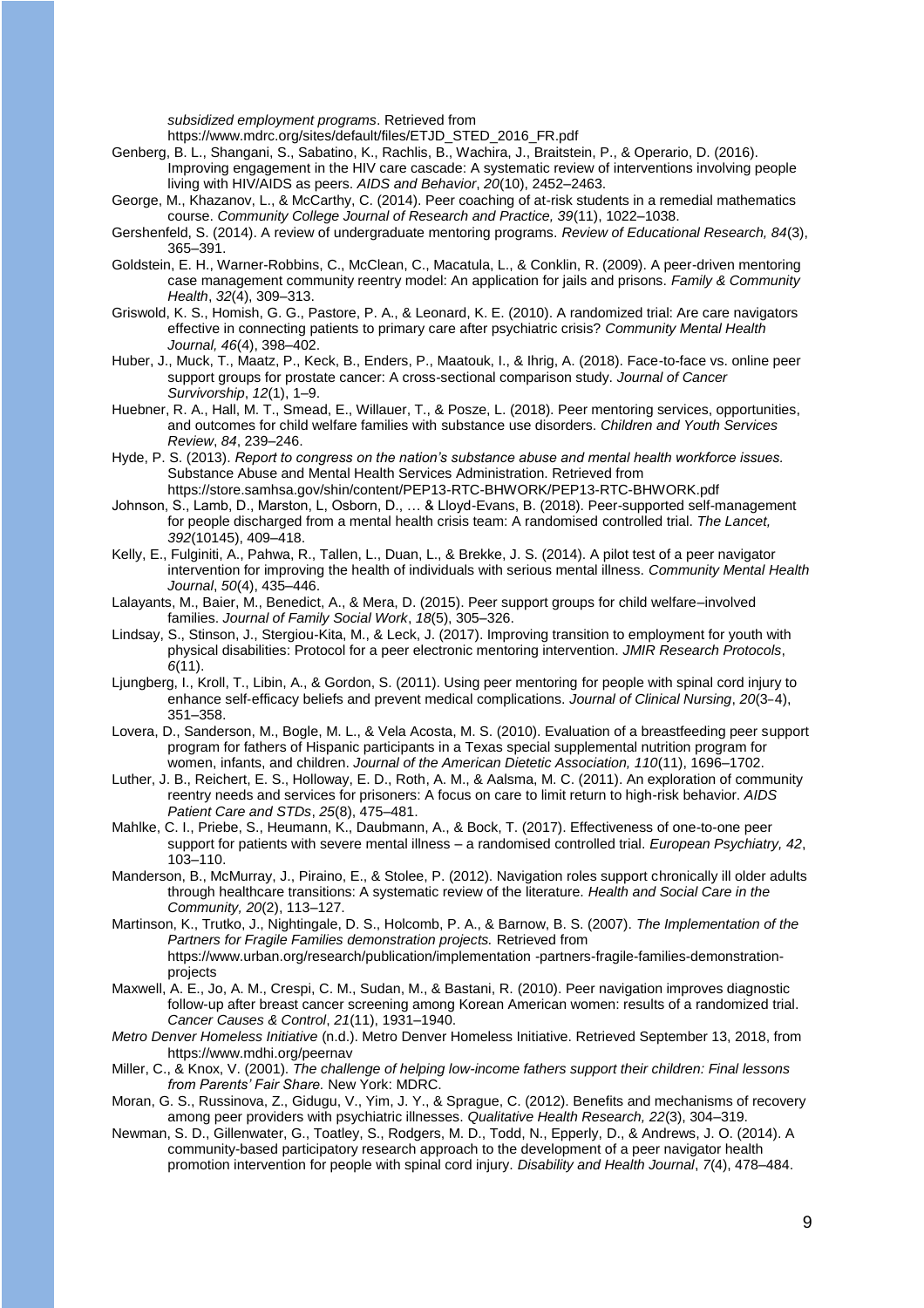*subsidized employment programs*. Retrieved from https://www.mdrc.org/sites/default/files/ETJD_STED_2016_FR.pdf

Genberg, B. L., Shangani, S., Sabatino, K., Rachlis, B., Wachira, J., Braitstein, P., & Operario, D. (2016). Improving engagement in the HIV care cascade: A systematic review of interventions involving people living with HIV/AIDS as peers. *AIDS and Behavior*, *20*(10), 2452–2463.

George, M., Khazanov, L., & McCarthy, C. (2014). Peer coaching of at-risk students in a remedial mathematics course. *Community College Journal of Research and Practice, 39*(11), 1022–1038.

Gershenfeld, S. (2014). A review of undergraduate mentoring programs. *Review of Educational Research, 84*(3), 365–391.

Goldstein, E. H., Warner-Robbins, C., McClean, C., Macatula, L., & Conklin, R. (2009). A peer-driven mentoring case management community reentry model: An application for jails and prisons. *Family & Community Health*, *32*(4), 309–313.

Griswold, K. S., Homish, G. G., Pastore, P. A., & Leonard, K. E. (2010). A randomized trial: Are care navigators effective in connecting patients to primary care after psychiatric crisis? *Community Mental Health Journal, 46*(4), 398–402.

Huber, J., Muck, T., Maatz, P., Keck, B., Enders, P., Maatouk, I., & Ihrig, A. (2018). Face-to-face vs. online peer support groups for prostate cancer: A cross-sectional comparison study. *Journal of Cancer Survivorship*, *12*(1), 1–9.

Huebner, R. A., Hall, M. T., Smead, E., Willauer, T., & Posze, L. (2018). Peer mentoring services, opportunities, and outcomes for child welfare families with substance use disorders. *Children and Youth Services Review*, *84*, 239–246.

Hyde, P. S. (2013). *Report to congress on the nation's substance abuse and mental health workforce issues.* Substance Abuse and Mental Health Services Administration. Retrieved from https://store.samhsa.gov/shin/content/PEP13-RTC-BHWORK/PEP13-RTC-BHWORK.pdf

Johnson, S., Lamb, D., Marston, L, Osborn, D., … & Lloyd-Evans, B. (2018). Peer-supported self-management for people discharged from a mental health crisis team: A randomised controlled trial. *The Lancet, 392*(10145), 409–418.

Kelly, E., Fulginiti, A., Pahwa, R., Tallen, L., Duan, L., & Brekke, J. S. (2014). A pilot test of a peer navigator intervention for improving the health of individuals with serious mental illness. *Community Mental Health Journal*, *50*(4), 435–446.

Lalayants, M., Baier, M., Benedict, A., & Mera, D. (2015). Peer support groups for child welfare–involved families. *Journal of Family Social Work*, *18*(5), 305–326.

Lindsay, S., Stinson, J., Stergiou-Kita, M., & Leck, J. (2017). Improving transition to employment for youth with physical disabilities: Protocol for a peer electronic mentoring intervention. *JMIR Research Protocols*, *6*(11).

Ljungberg, I., Kroll, T., Libin, A., & Gordon, S. (2011). Using peer mentoring for people with spinal cord injury to enhance self-efficacy beliefs and prevent medical complications. *Journal of Clinical Nursing*, *20*(3–4), 351–358.

Lovera, D., Sanderson, M., Bogle, M. L., & Vela Acosta, M. S. (2010). Evaluation of a breastfeeding peer support program for fathers of Hispanic participants in a Texas special supplemental nutrition program for women, infants, and children. *Journal of the American Dietetic Association, 110*(11), 1696–1702.

Luther, J. B., Reichert, E. S., Holloway, E. D., Roth, A. M., & Aalsma, M. C. (2011). An exploration of community reentry needs and services for prisoners: A focus on care to limit return to high-risk behavior. *AIDS Patient Care and STDs*, *25*(8), 475–481.

Mahlke, C. I., Priebe, S., Heumann, K., Daubmann, A., & Bock, T. (2017). Effectiveness of one-to-one peer support for patients with severe mental illness – a randomised controlled trial. *European Psychiatry, 42*, 103–110.

Manderson, B., McMurray, J., Piraino, E., & Stolee, P. (2012). Navigation roles support chronically ill older adults through healthcare transitions: A systematic review of the literature. *Health and Social Care in the Community, 20*(2), 113–127.

Martinson, K., Trutko, J., Nightingale, D. S., Holcomb, P. A., & Barnow, B. S. (2007). *The Implementation of the Partners for Fragile Families demonstration projects.* Retrieved from https://www.urban.org/research/publication/implementation -partners-fragile-families-demonstration-projects

Maxwell, A. E., Jo, A. M., Crespi, C. M., Sudan, M., & Bastani, R. (2010). Peer navigation improves diagnostic follow-up after breast cancer screening among Korean American women: results of a randomized trial. *Cancer Causes & Control*, *21*(11), 1931–1940.

*Metro Denver Homeless Initiative* (n.d.). Metro Denver Homeless Initiative. Retrieved September 13, 2018, from https://www.mdhi.org/peernav

Miller, C., & Knox, V. (2001). *The challenge of helping low-income fathers support their children: Final lessons from Parents' Fair Share.* New York: MDRC.

Moran, G. S., Russinova, Z., Gidugu, V., Yim, J. Y., & Sprague, C. (2012). Benefits and mechanisms of recovery among peer providers with psychiatric illnesses. *Qualitative Health Research, 22*(3), 304–319.

Newman, S. D., Gillenwater, G., Toatley, S., Rodgers, M. D., Todd, N., Epperly, D., & Andrews, J. O. (2014). A community-based participatory research approach to the development of a peer navigator health promotion intervention for people with spinal cord injury. *Disability and Health Journal*, *7*(4), 478–484.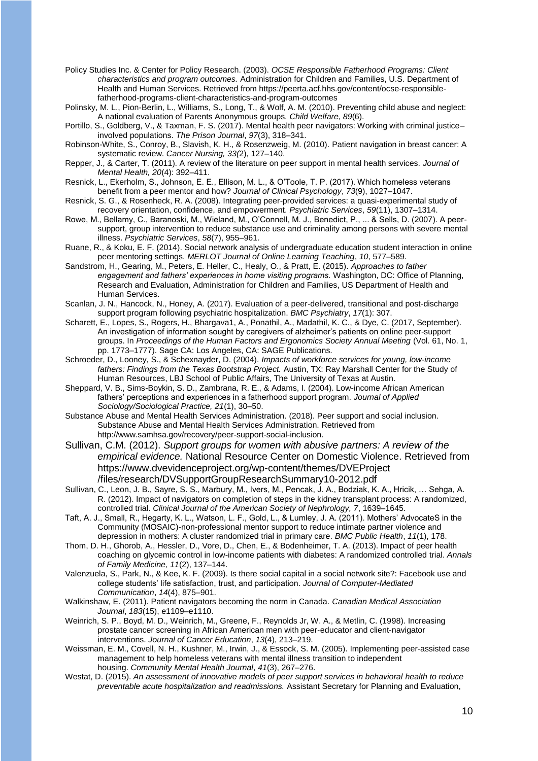Policy Studies Inc. & Center for Policy Research. (2003). *OCSE Responsible Fatherhood Programs: Client characteristics and program outcomes.* Administration for Children and Families, U.S. Department of Health and Human Services. Retrieved from https://peerta.acf.hhs.gov/content/ocse-responsible-fatherhood-programs-client-characteristics-and-program-outcomes

Polinsky, M. L., Pion-Berlin, L., Williams, S., Long, T., & Wolf, A. M. (2010). Preventing child abuse and neglect: A national evaluation of Parents Anonymous groups. *Child Welfare*, *89*(6).

Portillo, S., Goldberg, V., & Taxman, F. S. (2017). Mental health peer navigators: Working with criminal justice–involved populations. *The Prison Journal*, *97*(3), 318–341.

Robinson-White, S., Conroy, B., Slavish, K. H., & Rosenzweig, M. (2010). Patient navigation in breast cancer: A systematic review. *Cancer Nursing, 33(*2), 127–140.

Repper, J., & Carter, T. (2011). A review of the literature on peer support in mental health services. *Journal of Mental Health, 20*(4): 392–411.

Resnick, L., Ekerholm, S., Johnson, E. E., Ellison, M. L., & O'Toole, T. P. (2017). Which homeless veterans benefit from a peer mentor and how? *Journal of Clinical Psychology*, *73*(9), 1027–1047.

Resnick, S. G., & Rosenheck, R. A. (2008). Integrating peer-provided services: a quasi-experimental study of recovery orientation, confidence, and empowerment. *Psychiatric Services*, *59*(11), 1307–1314.

Rowe, M., Bellamy, C., Baranoski, M., Wieland, M., O'Connell, M. J., Benedict, P., ... & Sells, D. (2007). A peer-support, group intervention to reduce substance use and criminality among persons with severe mental illness. *Psychiatric Services*, *58*(7), 955–961.

Ruane, R., & Koku, E. F. (2014). Social network analysis of undergraduate education student interaction in online peer mentoring settings. *MERLOT Journal of Online Learning Teaching*, *10*, 577–589.

Sandstrom, H., Gearing, M., Peters, E. Heller, C., Healy, O., & Pratt, E. (2015). *Approaches to father engagement and fathers' experiences in home visiting programs.* Washington, DC: Office of Planning, Research and Evaluation, Administration for Children and Families, US Department of Health and Human Services.

Scanlan, J. N., Hancock, N., Honey, A. (2017). Evaluation of a peer-delivered, transitional and post-discharge support program following psychiatric hospitalization. *BMC Psychiatry*, *17*(1): 307.

Scharett, E., Lopes, S., Rogers, H., Bhargava1, A., Ponathil, A., Madathil, K. C., & Dye, C. (2017, September). An investigation of information sought by caregivers of alzheimer's patients on online peer-support groups. In *Proceedings of the Human Factors and Ergonomics Society Annual Meeting* (Vol. 61, No. 1, pp. 1773–1777). Sage CA: Los Angeles, CA: SAGE Publications.

Schroeder, D., Looney, S., & Schexnayder, D. (2004). *Impacts of workforce services for young, low-income fathers: Findings from the Texas Bootstrap Project.* Austin, TX: Ray Marshall Center for the Study of Human Resources, LBJ School of Public Affairs, The University of Texas at Austin.

Sheppard, V. B., Sims-Boykin, S. D., Zambrana, R. E., & Adams, I. (2004). Low-income African American fathers' perceptions and experiences in a fatherhood support program. *Journal of Applied Sociology/Sociological Practice, 21*(1), 30–50.

Substance Abuse and Mental Health Services Administration. (2018). Peer support and social inclusion. Substance Abuse and Mental Health Services Administration. Retrieved from http://www.samhsa.gov/recovery/peer-support-social-inclusion.

Sullivan, C.M. (2012). *Support groups for women with abusive partners: A review of the empirical evidence.* National Resource Center on Domestic Violence. Retrieved from https://www.dvevidenceproject.org/wp-content/themes/DVEProject /files/research/DVSupportGroupResearchSummary10-2012.pdf

Sullivan, C., Leon, J. B., Sayre, S. S., Marbury, M., Ivers, M., Pencak, J. A., Bodziak, K. A., Hricik, … Sehga, A. R. (2012). Impact of navigators on completion of steps in the kidney transplant process: A randomized, controlled trial. *Clinical Journal of the American Society of Nephrology, 7*, 1639–1645.

Taft, A. J., Small, R., Hegarty, K. L., Watson, L. F., Gold, L., & Lumley, J. A. (2011). Mothers' AdvocateS in the Community (MOSAIC)-non-professional mentor support to reduce intimate partner violence and depression in mothers: A cluster randomized trial in primary care. *BMC Public Health*, *11*(1), 178.

Thom, D. H., Ghorob, A., Hessler, D., Vore, D., Chen, E., & Bodenheimer, T. A. (2013). Impact of peer health coaching on glycemic control in low-income patients with diabetes: A randomized controlled trial. *Annals of Family Medicine, 11*(2), 137–144.

Valenzuela, S., Park, N., & Kee, K. F. (2009). Is there social capital in a social network site?: Facebook use and college students' life satisfaction, trust, and participation. *Journal of Computer-Mediated Communication*, *14*(4), 875–901.

Walkinshaw, E. (2011). Patient navigators becoming the norm in Canada. *Canadian Medical Association Journal*, *183*(15), e1109–e1110.

Weinrich, S. P., Boyd, M. D., Weinrich, M., Greene, F., Reynolds Jr, W. A., & Metlin, C. (1998). Increasing prostate cancer screening in African American men with peer-educator and client-navigator interventions. *Journal of Cancer Education*, *13*(4), 213–219.

Weissman, E. M., Covell, N. H., Kushner, M., Irwin, J., & Essock, S. M. (2005). Implementing peer-assisted case management to help homeless veterans with mental illness transition to independent housing. *Community Mental Health Journal*, *41*(3), 267–276.

Westat, D. (2015). *An assessment of innovative models of peer support services in behavioral health to reduce preventable acute hospitalization and readmissions.* Assistant Secretary for Planning and Evaluation,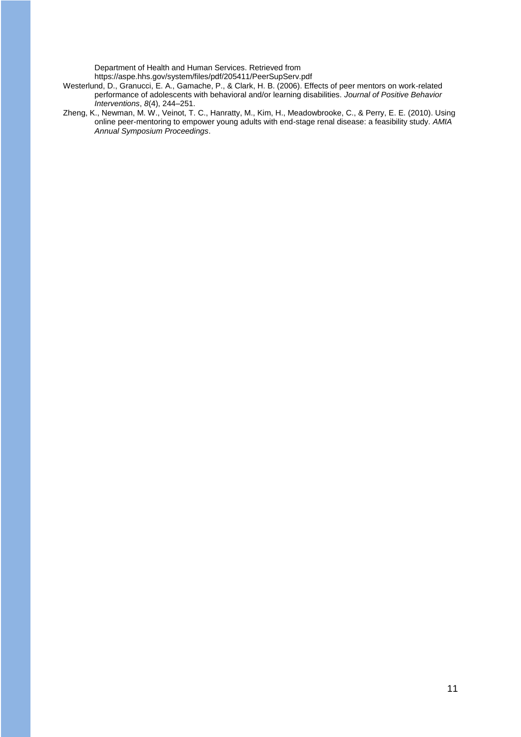Department of Health and Human Services. Retrieved from https://aspe.hhs.gov/system/files/pdf/205411/PeerSupServ.pdf

Westerlund, D., Granucci, E. A., Gamache, P., & Clark, H. B. (2006). Effects of peer mentors on work-related performance of adolescents with behavioral and/or learning disabilities. *Journal of Positive Behavior Interventions*, *8*(4), 244–251.

Zheng, K., Newman, M. W., Veinot, T. C., Hanratty, M., Kim, H., Meadowbrooke, C., & Perry, E. E. (2010). Using online peer-mentoring to empower young adults with end-stage renal disease: a feasibility study. *AMIA Annual Symposium Proceedings*.